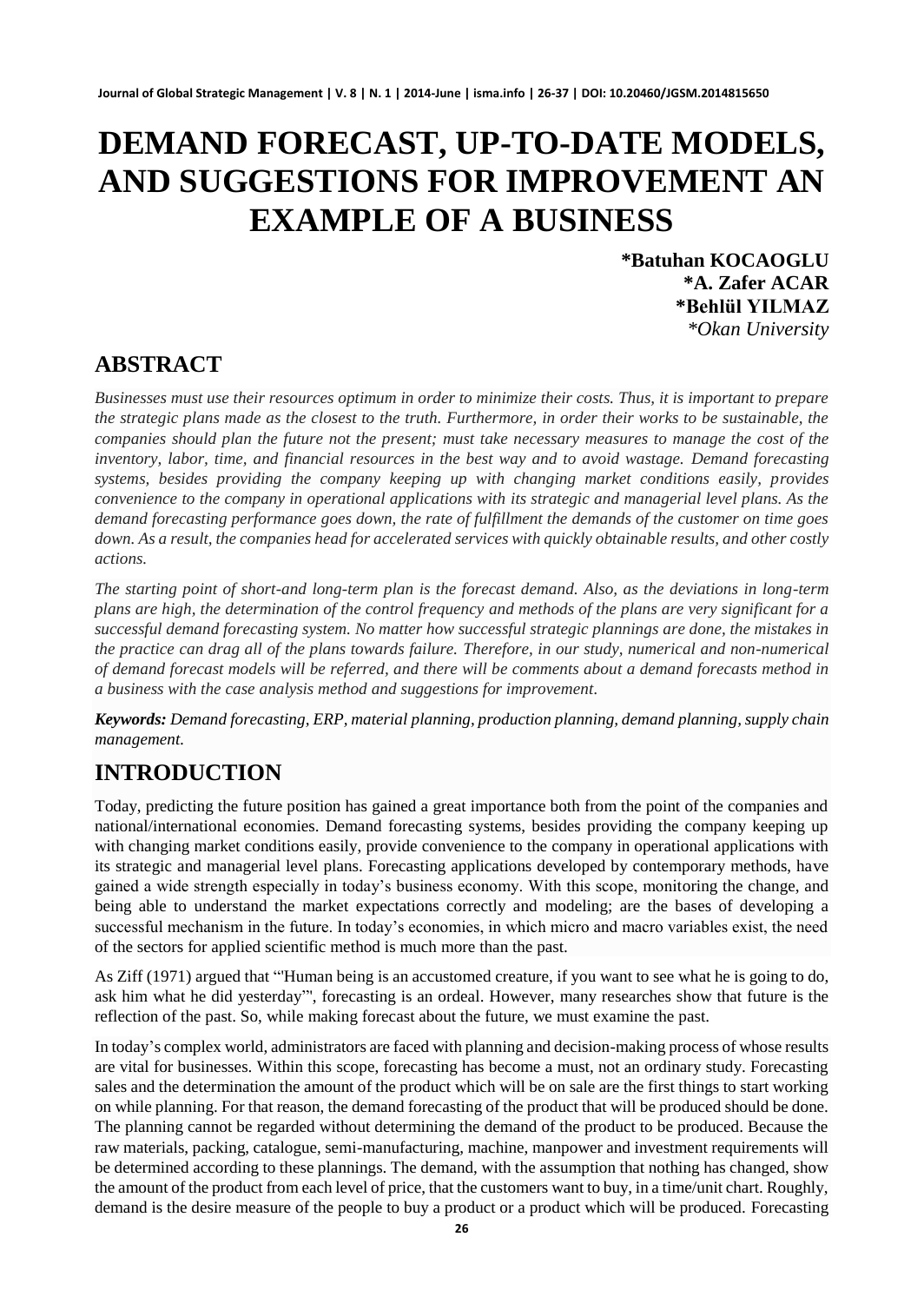# DEMAND FORECAST, UP-TO-DATE MODELS, AND SUGGESTIONS FOR IMPROVEMENT AN EXAMPLE OF A BUSINESS

**\*Batuhan KOCAOGLU**
**\*A. Zafer ACAR**
**\*Behlül YILMAZ**
*\*Okan University*

## ABSTRACT

*Businesses must use their resources optimum in order to minimize their costs. Thus, it is important to prepare the strategic plans made as the closest to the truth. Furthermore, in order their works to be sustainable, the companies should plan the future not the present; must take necessary measures to manage the cost of the inventory, labor, time, and financial resources in the best way and to avoid wastage. Demand forecasting systems, besides providing the company keeping up with changing market conditions easily, provides convenience to the company in operational applications with its strategic and managerial level plans. As the demand forecasting performance goes down, the rate of fulfillment the demands of the customer on time goes down. As a result, the companies head for accelerated services with quickly obtainable results, and other costly actions.*

*The starting point of short-and long-term plan is the forecast demand. Also, as the deviations in long-term plans are high, the determination of the control frequency and methods of the plans are very significant for a successful demand forecasting system. No matter how successful strategic plannings are done, the mistakes in the practice can drag all of the plans towards failure. Therefore, in our study, numerical and non-numerical of demand forecast models will be referred, and there will be comments about a demand forecasts method in a business with the case analysis method and suggestions for improvement.*

***Keywords:*** *Demand forecasting, ERP, material planning, production planning, demand planning, supply chain management.*

## INTRODUCTION

Today, predicting the future position has gained a great importance both from the point of the companies and national/international economies. Demand forecasting systems, besides providing the company keeping up with changing market conditions easily, provide convenience to the company in operational applications with its strategic and managerial level plans. Forecasting applications developed by contemporary methods, have gained a wide strength especially in today's business economy. With this scope, monitoring the change, and being able to understand the market expectations correctly and modeling; are the bases of developing a successful mechanism in the future. In today's economies, in which micro and macro variables exist, the need of the sectors for applied scientific method is much more than the past.

As Ziff (1971) argued that "'Human being is an accustomed creature, if you want to see what he is going to do, ask him what he did yesterday'", forecasting is an ordeal. However, many researches show that future is the reflection of the past. So, while making forecast about the future, we must examine the past.

In today's complex world, administrators are faced with planning and decision-making process of whose results are vital for businesses. Within this scope, forecasting has become a must, not an ordinary study. Forecasting sales and the determination the amount of the product which will be on sale are the first things to start working on while planning. For that reason, the demand forecasting of the product that will be produced should be done. The planning cannot be regarded without determining the demand of the product to be produced. Because the raw materials, packing, catalogue, semi-manufacturing, machine, manpower and investment requirements will be determined according to these plannings. The demand, with the assumption that nothing has changed, show the amount of the product from each level of price, that the customers want to buy, in a time/unit chart. Roughly, demand is the desire measure of the people to buy a product or a product which will be produced. Forecasting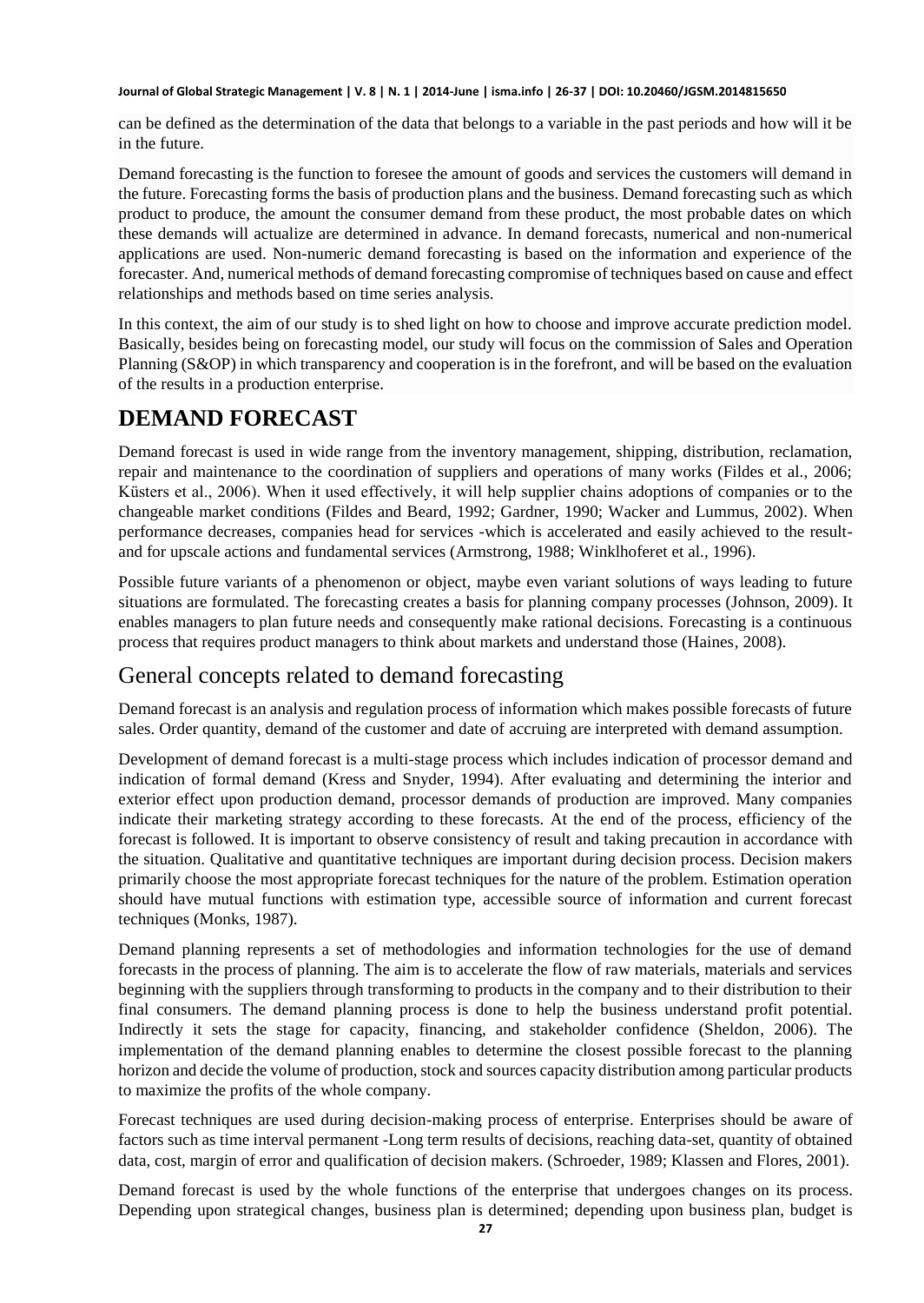can be defined as the determination of the data that belongs to a variable in the past periods and how will it be in the future.

Demand forecasting is the function to foresee the amount of goods and services the customers will demand in the future. Forecasting forms the basis of production plans and the business. Demand forecasting such as which product to produce, the amount the consumer demand from these product, the most probable dates on which these demands will actualize are determined in advance. In demand forecasts, numerical and non-numerical applications are used. Non-numeric demand forecasting is based on the information and experience of the forecaster. And, numerical methods of demand forecasting compromise of techniques based on cause and effect relationships and methods based on time series analysis.

In this context, the aim of our study is to shed light on how to choose and improve accurate prediction model. Basically, besides being on forecasting model, our study will focus on the commission of Sales and Operation Planning (S&OP) in which transparency and cooperation is in the forefront, and will be based on the evaluation of the results in a production enterprise.

# DEMAND FORECAST

Demand forecast is used in wide range from the inventory management, shipping, distribution, reclamation, repair and maintenance to the coordination of suppliers and operations of many works (Fildes et al., 2006; Küsters et al., 2006). When it used effectively, it will help supplier chains adoptions of companies or to the changeable market conditions (Fildes and Beard, 1992; Gardner, 1990; Wacker and Lummus, 2002). When performance decreases, companies head for services -which is accelerated and easily achieved to the result- and for upscale actions and fundamental services (Armstrong, 1988; Winklhoferet et al., 1996).

Possible future variants of a phenomenon or object, maybe even variant solutions of ways leading to future situations are formulated. The forecasting creates a basis for planning company processes (Johnson, 2009). It enables managers to plan future needs and consequently make rational decisions. Forecasting is a continuous process that requires product managers to think about markets and understand those (Haines, 2008).

## General concepts related to demand forecasting

Demand forecast is an analysis and regulation process of information which makes possible forecasts of future sales. Order quantity, demand of the customer and date of accruing are interpreted with demand assumption.

Development of demand forecast is a multi-stage process which includes indication of processor demand and indication of formal demand (Kress and Snyder, 1994). After evaluating and determining the interior and exterior effect upon production demand, processor demands of production are improved. Many companies indicate their marketing strategy according to these forecasts. At the end of the process, efficiency of the forecast is followed. It is important to observe consistency of result and taking precaution in accordance with the situation. Qualitative and quantitative techniques are important during decision process. Decision makers primarily choose the most appropriate forecast techniques for the nature of the problem. Estimation operation should have mutual functions with estimation type, accessible source of information and current forecast techniques (Monks, 1987).

Demand planning represents a set of methodologies and information technologies for the use of demand forecasts in the process of planning. The aim is to accelerate the flow of raw materials, materials and services beginning with the suppliers through transforming to products in the company and to their distribution to their final consumers. The demand planning process is done to help the business understand profit potential. Indirectly it sets the stage for capacity, financing, and stakeholder confidence (Sheldon, 2006). The implementation of the demand planning enables to determine the closest possible forecast to the planning horizon and decide the volume of production, stock and sources capacity distribution among particular products to maximize the profits of the whole company.

Forecast techniques are used during decision-making process of enterprise. Enterprises should be aware of factors such as time interval permanent -Long term results of decisions, reaching data-set, quantity of obtained data, cost, margin of error and qualification of decision makers. (Schroeder, 1989; Klassen and Flores, 2001).

Demand forecast is used by the whole functions of the enterprise that undergoes changes on its process. Depending upon strategical changes, business plan is determined; depending upon business plan, budget is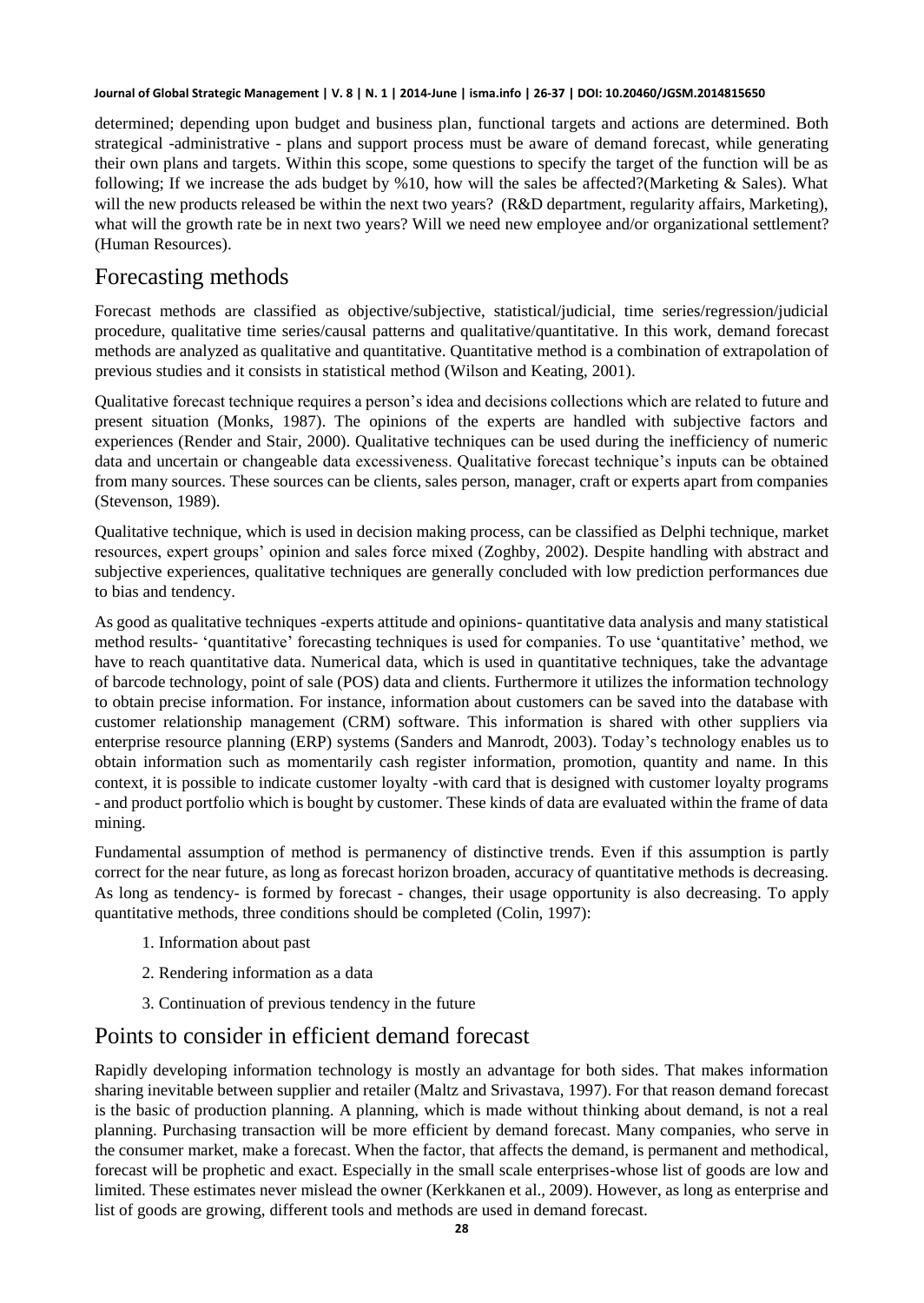determined; depending upon budget and business plan, functional targets and actions are determined. Both strategical -administrative - plans and support process must be aware of demand forecast, while generating their own plans and targets. Within this scope, some questions to specify the target of the function will be as following; If we increase the ads budget by %10, how will the sales be affected?(Marketing & Sales). What will the new products released be within the next two years? (R&D department, regularity affairs, Marketing), what will the growth rate be in next two years? Will we need new employee and/or organizational settlement? (Human Resources).

## Forecasting methods

Forecast methods are classified as objective/subjective, statistical/judicial, time series/regression/judicial procedure, qualitative time series/causal patterns and qualitative/quantitative. In this work, demand forecast methods are analyzed as qualitative and quantitative. Quantitative method is a combination of extrapolation of previous studies and it consists in statistical method (Wilson and Keating, 2001).

Qualitative forecast technique requires a person's idea and decisions collections which are related to future and present situation (Monks, 1987). The opinions of the experts are handled with subjective factors and experiences (Render and Stair, 2000). Qualitative techniques can be used during the inefficiency of numeric data and uncertain or changeable data excessiveness. Qualitative forecast technique's inputs can be obtained from many sources. These sources can be clients, sales person, manager, craft or experts apart from companies (Stevenson, 1989).

Qualitative technique, which is used in decision making process, can be classified as Delphi technique, market resources, expert groups' opinion and sales force mixed (Zoghby, 2002). Despite handling with abstract and subjective experiences, qualitative techniques are generally concluded with low prediction performances due to bias and tendency.

As good as qualitative techniques -experts attitude and opinions- quantitative data analysis and many statistical method results- 'quantitative' forecasting techniques is used for companies. To use 'quantitative' method, we have to reach quantitative data. Numerical data, which is used in quantitative techniques, take the advantage of barcode technology, point of sale (POS) data and clients. Furthermore it utilizes the information technology to obtain precise information. For instance, information about customers can be saved into the database with customer relationship management (CRM) software. This information is shared with other suppliers via enterprise resource planning (ERP) systems (Sanders and Manrodt, 2003). Today's technology enables us to obtain information such as momentarily cash register information, promotion, quantity and name. In this context, it is possible to indicate customer loyalty -with card that is designed with customer loyalty programs - and product portfolio which is bought by customer. These kinds of data are evaluated within the frame of data mining.

Fundamental assumption of method is permanency of distinctive trends. Even if this assumption is partly correct for the near future, as long as forecast horizon broaden, accuracy of quantitative methods is decreasing. As long as tendency- is formed by forecast - changes, their usage opportunity is also decreasing. To apply quantitative methods, three conditions should be completed (Colin, 1997):

1. Information about past
2. Rendering information as a data
3. Continuation of previous tendency in the future

## Points to consider in efficient demand forecast

Rapidly developing information technology is mostly an advantage for both sides. That makes information sharing inevitable between supplier and retailer (Maltz and Srivastava, 1997). For that reason demand forecast is the basic of production planning. A planning, which is made without thinking about demand, is not a real planning. Purchasing transaction will be more efficient by demand forecast. Many companies, who serve in the consumer market, make a forecast. When the factor, that affects the demand, is permanent and methodical, forecast will be prophetic and exact. Especially in the small scale enterprises-whose list of goods are low and limited. These estimates never mislead the owner (Kerkkanen et al., 2009). However, as long as enterprise and list of goods are growing, different tools and methods are used in demand forecast.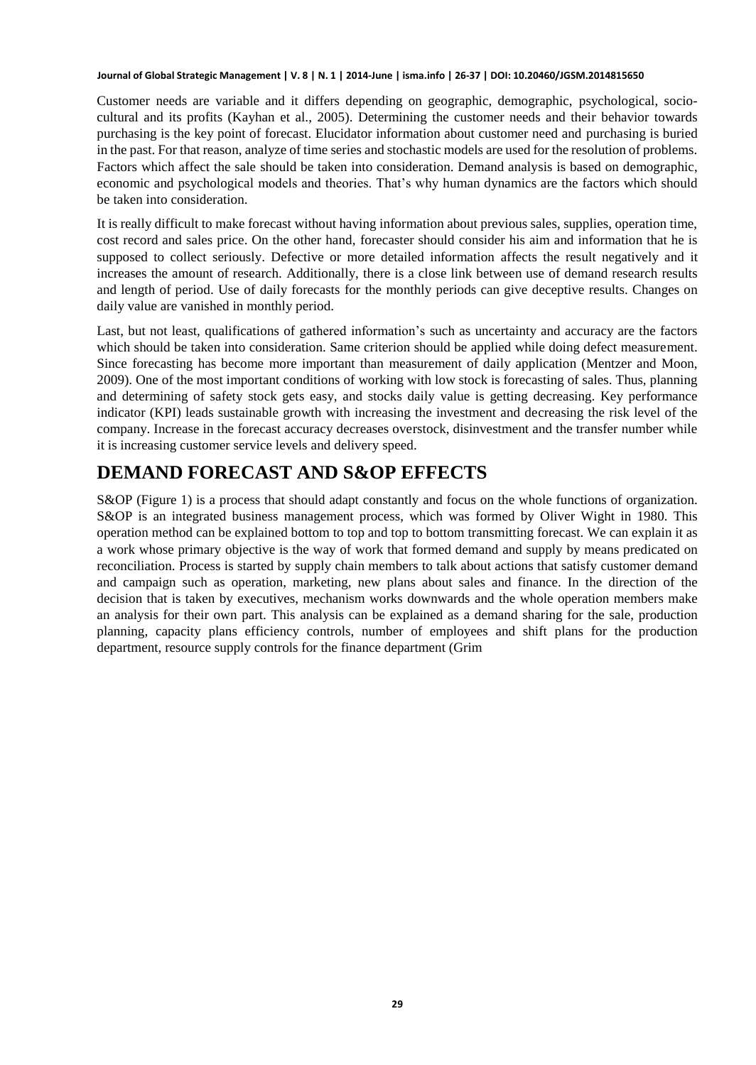Customer needs are variable and it differs depending on geographic, demographic, psychological, socio-cultural and its profits (Kayhan et al., 2005). Determining the customer needs and their behavior towards purchasing is the key point of forecast. Elucidator information about customer need and purchasing is buried in the past. For that reason, analyze of time series and stochastic models are used for the resolution of problems. Factors which affect the sale should be taken into consideration. Demand analysis is based on demographic, economic and psychological models and theories. That's why human dynamics are the factors which should be taken into consideration.

It is really difficult to make forecast without having information about previous sales, supplies, operation time, cost record and sales price. On the other hand, forecaster should consider his aim and information that he is supposed to collect seriously. Defective or more detailed information affects the result negatively and it increases the amount of research. Additionally, there is a close link between use of demand research results and length of period. Use of daily forecasts for the monthly periods can give deceptive results. Changes on daily value are vanished in monthly period.

Last, but not least, qualifications of gathered information's such as uncertainty and accuracy are the factors which should be taken into consideration. Same criterion should be applied while doing defect measurement. Since forecasting has become more important than measurement of daily application (Mentzer and Moon, 2009). One of the most important conditions of working with low stock is forecasting of sales. Thus, planning and determining of safety stock gets easy, and stocks daily value is getting decreasing. Key performance indicator (KPI) leads sustainable growth with increasing the investment and decreasing the risk level of the company. Increase in the forecast accuracy decreases overstock, disinvestment and the transfer number while it is increasing customer service levels and delivery speed.

# DEMAND FORECAST AND S&OP EFFECTS

S&OP (Figure 1) is a process that should adapt constantly and focus on the whole functions of organization. S&OP is an integrated business management process, which was formed by Oliver Wight in 1980. This operation method can be explained bottom to top and top to bottom transmitting forecast. We can explain it as a work whose primary objective is the way of work that formed demand and supply by means predicated on reconciliation. Process is started by supply chain members to talk about actions that satisfy customer demand and campaign such as operation, marketing, new plans about sales and finance. In the direction of the decision that is taken by executives, mechanism works downwards and the whole operation members make an analysis for their own part. This analysis can be explained as a demand sharing for the sale, production planning, capacity plans efficiency controls, number of employees and shift plans for the production department, resource supply controls for the finance department (Grim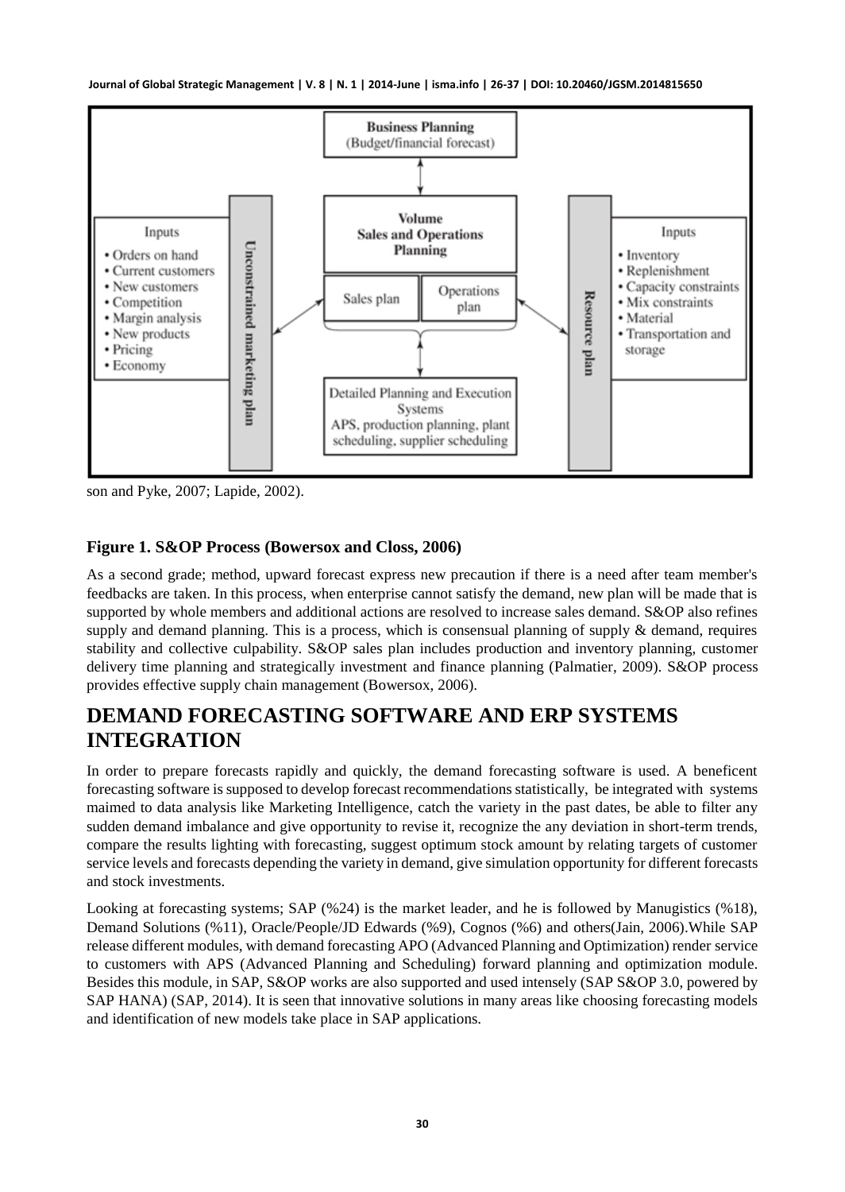son and Pyke, 2007; Lapide, 2002).

**Figure 1. S&OP Process (Bowersox and Closs, 2006)**

As a second grade; method, upward forecast express new precaution if there is a need after team member's feedbacks are taken. In this process, when enterprise cannot satisfy the demand, new plan will be made that is supported by whole members and additional actions are resolved to increase sales demand. S&OP also refines supply and demand planning. This is a process, which is consensual planning of supply & demand, requires stability and collective culpability. S&OP sales plan includes production and inventory planning, customer delivery time planning and strategically investment and finance planning (Palmatier, 2009). S&OP process provides effective supply chain management (Bowersox, 2006).

# DEMAND FORECASTING SOFTWARE AND ERP SYSTEMS INTEGRATION

In order to prepare forecasts rapidly and quickly, the demand forecasting software is used. A beneficent forecasting software is supposed to develop forecast recommendations statistically, be integrated with systems maimed to data analysis like Marketing Intelligence, catch the variety in the past dates, be able to filter any sudden demand imbalance and give opportunity to revise it, recognize the any deviation in short-term trends, compare the results lighting with forecasting, suggest optimum stock amount by relating targets of customer service levels and forecasts depending the variety in demand, give simulation opportunity for different forecasts and stock investments.

Looking at forecasting systems; SAP (%24) is the market leader, and he is followed by Manugistics (%18), Demand Solutions (%11), Oracle/People/JD Edwards (%9), Cognos (%6) and others(Jain, 2006).While SAP release different modules, with demand forecasting APO (Advanced Planning and Optimization) render service to customers with APS (Advanced Planning and Scheduling) forward planning and optimization module. Besides this module, in SAP, S&OP works are also supported and used intensely (SAP S&OP 3.0, powered by SAP HANA) (SAP, 2014). It is seen that innovative solutions in many areas like choosing forecasting models and identification of new models take place in SAP applications.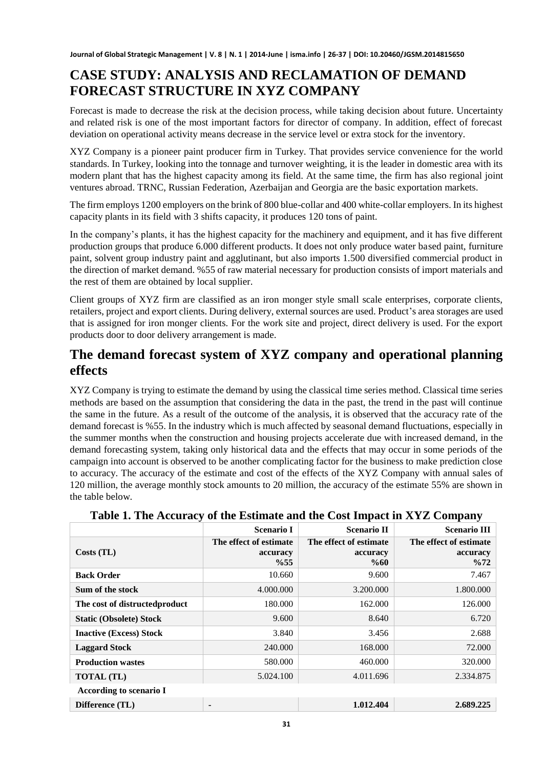# CASE STUDY: ANALYSIS AND RECLAMATION OF DEMAND FORECAST STRUCTURE IN XYZ COMPANY

Forecast is made to decrease the risk at the decision process, while taking decision about future. Uncertainty and related risk is one of the most important factors for director of company. In addition, effect of forecast deviation on operational activity means decrease in the service level or extra stock for the inventory.

XYZ Company is a pioneer paint producer firm in Turkey. That provides service convenience for the world standards. In Turkey, looking into the tonnage and turnover weighting, it is the leader in domestic area with its modern plant that has the highest capacity among its field. At the same time, the firm has also regional joint ventures abroad. TRNC, Russian Federation, Azerbaijan and Georgia are the basic exportation markets.

The firm employs 1200 employers on the brink of 800 blue-collar and 400 white-collar employers. In its highest capacity plants in its field with 3 shifts capacity, it produces 120 tons of paint.

In the company's plants, it has the highest capacity for the machinery and equipment, and it has five different production groups that produce 6.000 different products. It does not only produce water based paint, furniture paint, solvent group industry paint and agglutinant, but also imports 1.500 diversified commercial product in the direction of market demand. %55 of raw material necessary for production consists of import materials and the rest of them are obtained by local supplier.

Client groups of XYZ firm are classified as an iron monger style small scale enterprises, corporate clients, retailers, project and export clients. During delivery, external sources are used. Product's area storages are used that is assigned for iron monger clients. For the work site and project, direct delivery is used. For the export products door to door delivery arrangement is made.

## The demand forecast system of XYZ company and operational planning effects

XYZ Company is trying to estimate the demand by using the classical time series method. Classical time series methods are based on the assumption that considering the data in the past, the trend in the past will continue the same in the future. As a result of the outcome of the analysis, it is observed that the accuracy rate of the demand forecast is %55. In the industry which is much affected by seasonal demand fluctuations, especially in the summer months when the construction and housing projects accelerate due with increased demand, in the demand forecasting system, taking only historical data and the effects that may occur in some periods of the campaign into account is observed to be another complicating factor for the business to make prediction close to accuracy. The accuracy of the estimate and cost of the effects of the XYZ Company with annual sales of 120 million, the average monthly stock amounts to 20 million, the accuracy of the estimate 55% are shown in the table below.

**Table 1. The Accuracy of the Estimate and the Cost Impact in XYZ Company**

| | Scenario I | Scenario II | Scenario III |
|---|---|---|---|
| **Costs (TL)** | **The effect of estimate accuracy %55** | **The effect of estimate accuracy %60** | **The effect of estimate accuracy %72** |
| **Back Order** | 10.660 | 9.600 | 7.467 |
| **Sum of the stock** | 4.000.000 | 3.200.000 | 1.800.000 |
| **The cost of distructedproduct** | 180.000 | 162.000 | 126.000 |
| **Static (Obsolete) Stock** | 9.600 | 8.640 | 6.720 |
| **Inactive (Excess) Stock** | 3.840 | 3.456 | 2.688 |
| **Laggard Stock** | 240.000 | 168.000 | 72.000 |
| **Production wastes** | 580.000 | 460.000 | 320.000 |
| **TOTAL (TL)** | 5.024.100 | 4.011.696 | 2.334.875 |
| **According to scenario I** | | | |
| **Difference (TL)** | - | **1.012.404** | **2.689.225** |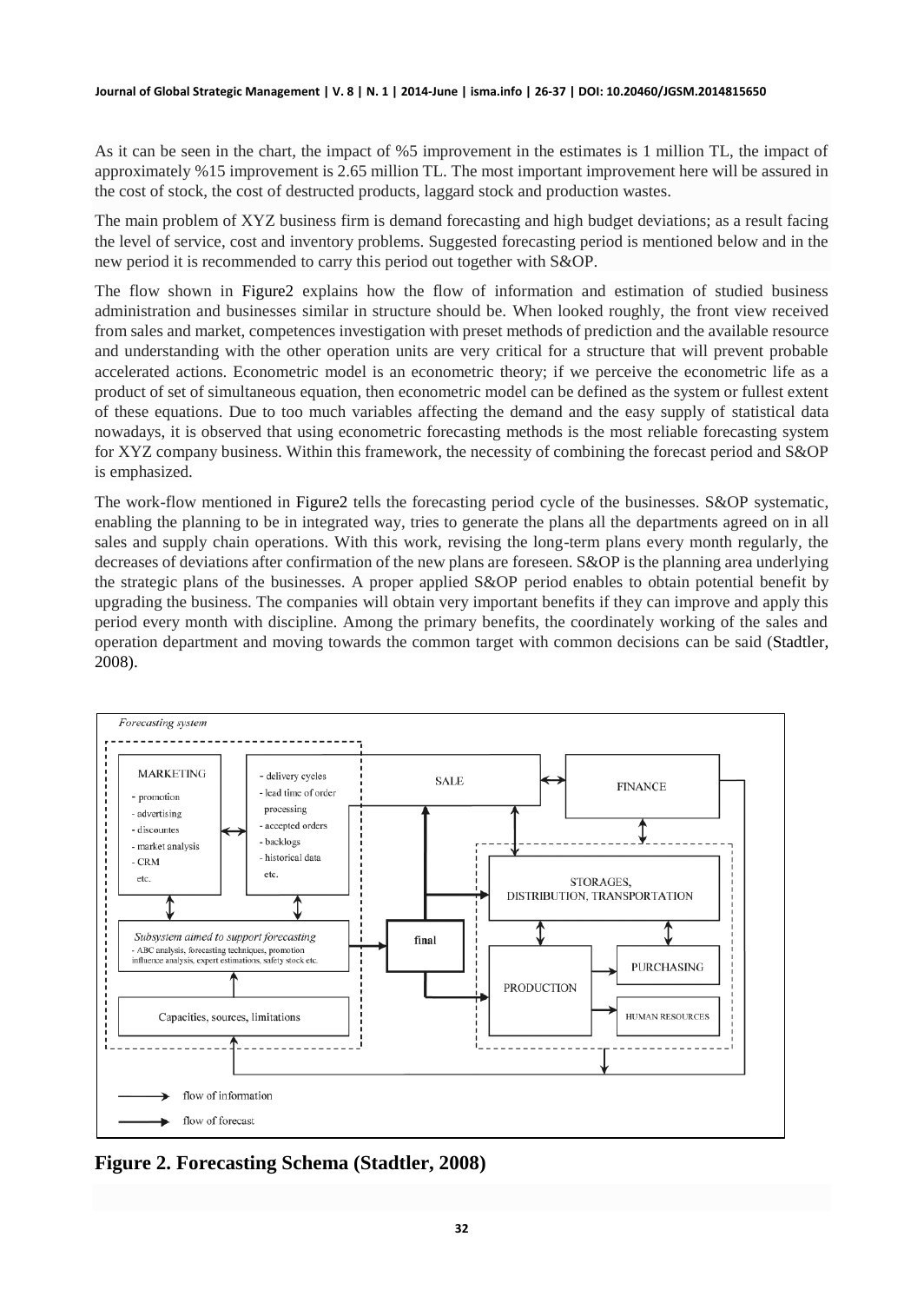As it can be seen in the chart, the impact of %5 improvement in the estimates is 1 million TL, the impact of approximately %15 improvement is 2.65 million TL. The most important improvement here will be assured in the cost of stock, the cost of destructed products, laggard stock and production wastes.

The main problem of XYZ business firm is demand forecasting and high budget deviations; as a result facing the level of service, cost and inventory problems. Suggested forecasting period is mentioned below and in the new period it is recommended to carry this period out together with S&OP.

The flow shown in Figure2 explains how the flow of information and estimation of studied business administration and businesses similar in structure should be. When looked roughly, the front view received from sales and market, competences investigation with preset methods of prediction and the available resource and understanding with the other operation units are very critical for a structure that will prevent probable accelerated actions. Econometric model is an econometric theory; if we perceive the econometric life as a product of set of simultaneous equation, then econometric model can be defined as the system or fullest extent of these equations. Due to too much variables affecting the demand and the easy supply of statistical data nowadays, it is observed that using econometric forecasting methods is the most reliable forecasting system for XYZ company business. Within this framework, the necessity of combining the forecast period and S&OP is emphasized.

The work-flow mentioned in Figure2 tells the forecasting period cycle of the businesses. S&OP systematic, enabling the planning to be in integrated way, tries to generate the plans all the departments agreed on in all sales and supply chain operations. With this work, revising the long-term plans every month regularly, the decreases of deviations after confirmation of the new plans are foreseen. S&OP is the planning area underlying the strategic plans of the businesses. A proper applied S&OP period enables to obtain potential benefit by upgrading the business. The companies will obtain very important benefits if they can improve and apply this period every month with discipline. Among the primary benefits, the coordinately working of the sales and operation department and moving towards the common target with common decisions can be said (Stadtler, 2008).

*Forecasting system*

MARKETING
- promotion
- advertising
- discountes
- market analysis
- CRM
etc.

- delivery cycles
- lead time of order processing
- accepted orders
- backlogs
- historical data
etc.

SALE

FINANCE

STORAGES, DISTRIBUTION, TRANSPORTATION

*Subsystem aimed to support forecasting*
- ABC analysis, forecasting techniques, promotion influence analysis, expert estimations, safety stock etc.

final

PRODUCTION

PURCHASING

HUMAN RESOURCES

Capacities, sources, limitations

flow of information

flow of forecast

**Figure 2. Forecasting Schema (Stadtler, 2008)**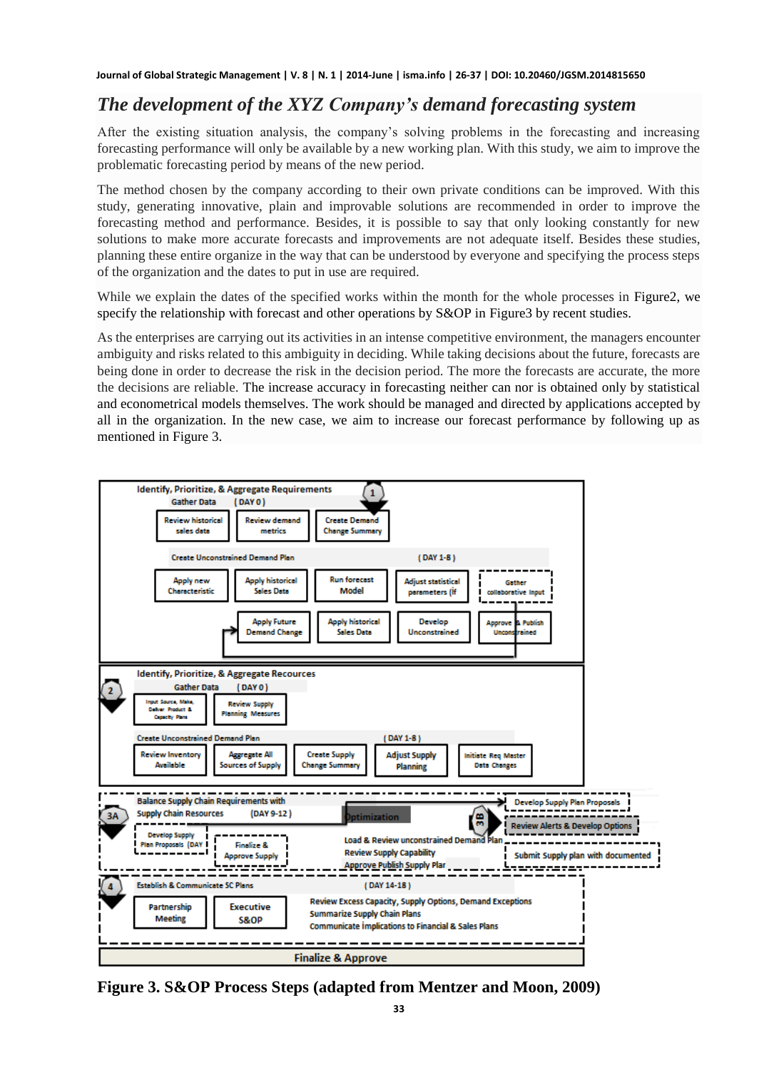## *The development of the XYZ Company's demand forecasting system*

After the existing situation analysis, the company's solving problems in the forecasting and increasing forecasting performance will only be available by a new working plan. With this study, we aim to improve the problematic forecasting period by means of the new period.

The method chosen by the company according to their own private conditions can be improved. With this study, generating innovative, plain and improvable solutions are recommended in order to improve the forecasting method and performance. Besides, it is possible to say that only looking constantly for new solutions to make more accurate forecasts and improvements are not adequate itself. Besides these studies, planning these entire organize in the way that can be understood by everyone and specifying the process steps of the organization and the dates to put in use are required.

While we explain the dates of the specified works within the month for the whole processes in Figure2, we specify the relationship with forecast and other operations by S&OP in Figure3 by recent studies.

As the enterprises are carrying out its activities in an intense competitive environment, the managers encounter ambiguity and risks related to this ambiguity in deciding. While taking decisions about the future, forecasts are being done in order to decrease the risk in the decision period. The more the forecasts are accurate, the more the decisions are reliable. The increase accuracy in forecasting neither can nor is obtained only by statistical and econometrical models themselves. The work should be managed and directed by applications accepted by all in the organization. In the new case, we aim to increase our forecast performance by following up as mentioned in Figure 3.

1. **Identify, Prioritize, & Aggregate Requirements**
   - Gather Data (DAY 0): Review historical sales data; Review demand metrics; Create Demand Change Summary
   - Create Unconstrained Demand Plan (DAY 1-8): Apply new Characteristic; Apply historical Sales Data; Run forecast Model; Adjust statistical parameters (If; Gather collaborative Input; Apply Future Demand Change; Apply historical Sales Data; Develop Unconstrained; Approve & Publish Unconstrained

2. **Identify, Prioritize, & Aggregate Recources**
   - Gather Data (DAY 0): Input Source, Make, Deliver Product & Capacity Plans; Review Supply Planning Measures
   - Create Unconstrained Demand Plan (DAY 1-8): Review Inventory Available; Aggregate All Sources of Supply; Create Supply Change Summary; Adjust Supply Planning; Initiate Req Master Data Changes

3A. **Balance Supply Chain Requirements with Supply Chain Resources** (DAY 9-12): Develop Supply Plan Proposals (DAY; Finalize & Approve Supply; Optimization

3B. Develop Supply Plan Proposals; Review Alerts & Develop Options; Load & Review unconstrained Demand Plan; Review Supply Capability; Approve Publish Supply Plan; Submit Supply plan with documented

4. **Establish & Communicate SC Plans** (DAY 14-18): Partnership Meeting; Executive S&OP; Review Excess Capacity, Supply Options, Demand Exceptions; Summarize Supply Chain Plans; Communicate implications to Financial & Sales Plans

Finalize & Approve

**Figure 3. S&OP Process Steps (adapted from Mentzer and Moon, 2009)**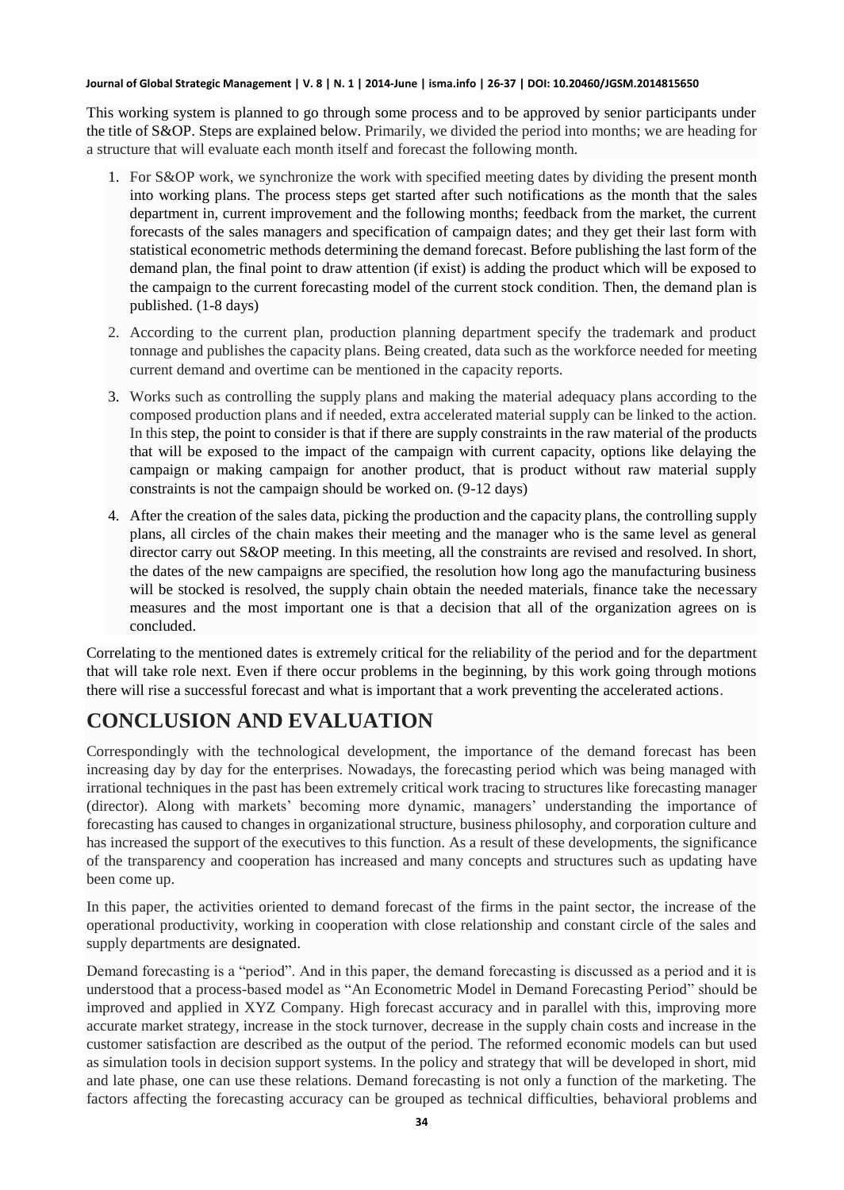This working system is planned to go through some process and to be approved by senior participants under the title of S&OP. Steps are explained below. Primarily, we divided the period into months; we are heading for a structure that will evaluate each month itself and forecast the following month.

1. For S&OP work, we synchronize the work with specified meeting dates by dividing the present month into working plans. The process steps get started after such notifications as the month that the sales department in, current improvement and the following months; feedback from the market, the current forecasts of the sales managers and specification of campaign dates; and they get their last form with statistical econometric methods determining the demand forecast. Before publishing the last form of the demand plan, the final point to draw attention (if exist) is adding the product which will be exposed to the campaign to the current forecasting model of the current stock condition. Then, the demand plan is published. (1-8 days)
2. According to the current plan, production planning department specify the trademark and product tonnage and publishes the capacity plans. Being created, data such as the workforce needed for meeting current demand and overtime can be mentioned in the capacity reports.
3. Works such as controlling the supply plans and making the material adequacy plans according to the composed production plans and if needed, extra accelerated material supply can be linked to the action. In this step, the point to consider is that if there are supply constraints in the raw material of the products that will be exposed to the impact of the campaign with current capacity, options like delaying the campaign or making campaign for another product, that is product without raw material supply constraints is not the campaign should be worked on. (9-12 days)
4. After the creation of the sales data, picking the production and the capacity plans, the controlling supply plans, all circles of the chain makes their meeting and the manager who is the same level as general director carry out S&OP meeting. In this meeting, all the constraints are revised and resolved. In short, the dates of the new campaigns are specified, the resolution how long ago the manufacturing business will be stocked is resolved, the supply chain obtain the needed materials, finance take the necessary measures and the most important one is that a decision that all of the organization agrees on is concluded.

Correlating to the mentioned dates is extremely critical for the reliability of the period and for the department that will take role next. Even if there occur problems in the beginning, by this work going through motions there will rise a successful forecast and what is important that a work preventing the accelerated actions.

# CONCLUSION AND EVALUATION

Correspondingly with the technological development, the importance of the demand forecast has been increasing day by day for the enterprises. Nowadays, the forecasting period which was being managed with irrational techniques in the past has been extremely critical work tracing to structures like forecasting manager (director). Along with markets' becoming more dynamic, managers' understanding the importance of forecasting has caused to changes in organizational structure, business philosophy, and corporation culture and has increased the support of the executives to this function. As a result of these developments, the significance of the transparency and cooperation has increased and many concepts and structures such as updating have been come up.

In this paper, the activities oriented to demand forecast of the firms in the paint sector, the increase of the operational productivity, working in cooperation with close relationship and constant circle of the sales and supply departments are designated.

Demand forecasting is a "period". And in this paper, the demand forecasting is discussed as a period and it is understood that a process-based model as "An Econometric Model in Demand Forecasting Period" should be improved and applied in XYZ Company. High forecast accuracy and in parallel with this, improving more accurate market strategy, increase in the stock turnover, decrease in the supply chain costs and increase in the customer satisfaction are described as the output of the period. The reformed economic models can but used as simulation tools in decision support systems. In the policy and strategy that will be developed in short, mid and late phase, one can use these relations. Demand forecasting is not only a function of the marketing. The factors affecting the forecasting accuracy can be grouped as technical difficulties, behavioral problems and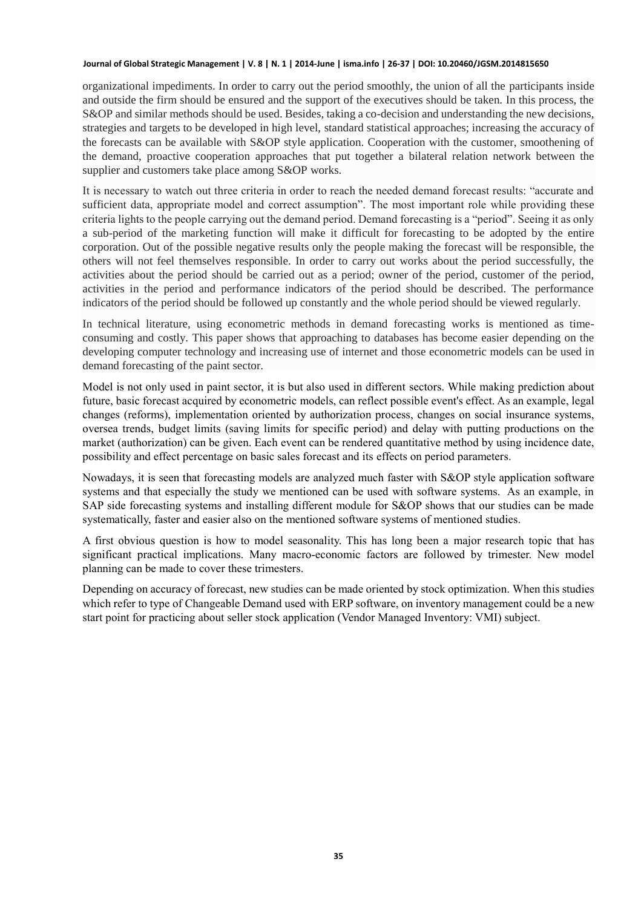organizational impediments. In order to carry out the period smoothly, the union of all the participants inside and outside the firm should be ensured and the support of the executives should be taken. In this process, the S&OP and similar methods should be used. Besides, taking a co-decision and understanding the new decisions, strategies and targets to be developed in high level, standard statistical approaches; increasing the accuracy of the forecasts can be available with S&OP style application. Cooperation with the customer, smoothening of the demand, proactive cooperation approaches that put together a bilateral relation network between the supplier and customers take place among S&OP works.

It is necessary to watch out three criteria in order to reach the needed demand forecast results: "accurate and sufficient data, appropriate model and correct assumption". The most important role while providing these criteria lights to the people carrying out the demand period. Demand forecasting is a "period". Seeing it as only a sub-period of the marketing function will make it difficult for forecasting to be adopted by the entire corporation. Out of the possible negative results only the people making the forecast will be responsible, the others will not feel themselves responsible. In order to carry out works about the period successfully, the activities about the period should be carried out as a period; owner of the period, customer of the period, activities in the period and performance indicators of the period should be described. The performance indicators of the period should be followed up constantly and the whole period should be viewed regularly.

In technical literature, using econometric methods in demand forecasting works is mentioned as time-consuming and costly. This paper shows that approaching to databases has become easier depending on the developing computer technology and increasing use of internet and those econometric models can be used in demand forecasting of the paint sector.

Model is not only used in paint sector, it is but also used in different sectors. While making prediction about future, basic forecast acquired by econometric models, can reflect possible event's effect. As an example, legal changes (reforms), implementation oriented by authorization process, changes on social insurance systems, oversea trends, budget limits (saving limits for specific period) and delay with putting productions on the market (authorization) can be given. Each event can be rendered quantitative method by using incidence date, possibility and effect percentage on basic sales forecast and its effects on period parameters.

Nowadays, it is seen that forecasting models are analyzed much faster with S&OP style application software systems and that especially the study we mentioned can be used with software systems. As an example, in SAP side forecasting systems and installing different module for S&OP shows that our studies can be made systematically, faster and easier also on the mentioned software systems of mentioned studies.

A first obvious question is how to model seasonality. This has long been a major research topic that has significant practical implications. Many macro-economic factors are followed by trimester. New model planning can be made to cover these trimesters.

Depending on accuracy of forecast, new studies can be made oriented by stock optimization. When this studies which refer to type of Changeable Demand used with ERP software, on inventory management could be a new start point for practicing about seller stock application (Vendor Managed Inventory: VMI) subject.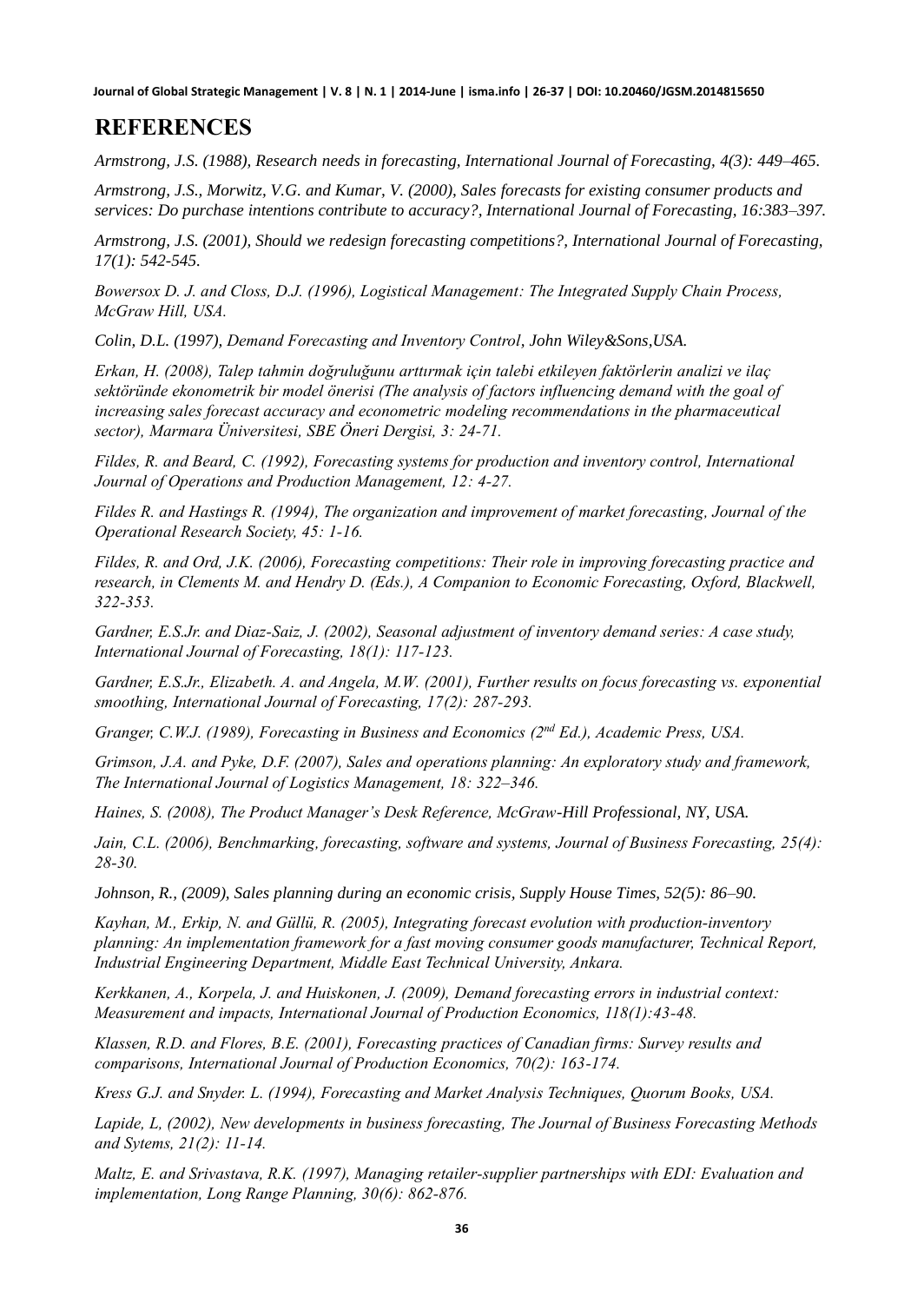## REFERENCES

*Armstrong, J.S. (1988), Research needs in forecasting, International Journal of Forecasting, 4(3): 449–465.*

*Armstrong, J.S., Morwitz, V.G. and Kumar, V. (2000), Sales forecasts for existing consumer products and services: Do purchase intentions contribute to accuracy?, International Journal of Forecasting, 16:383–397.*

*Armstrong, J.S. (2001), Should we redesign forecasting competitions?, International Journal of Forecasting, 17(1): 542-545.*

*Bowersox D. J. and Closs, D.J. (1996), Logistical Management: The Integrated Supply Chain Process, McGraw Hill, USA.*

*Colin, D.L. (1997), Demand Forecasting and Inventory Control, John Wiley&Sons,USA.*

*Erkan, H. (2008), Talep tahmin doğruluğunu arttırmak için talebi etkileyen faktörlerin analizi ve ilaç sektöründe ekonometrik bir model önerisi (The analysis of factors influencing demand with the goal of increasing sales forecast accuracy and econometric modeling recommendations in the pharmaceutical sector), Marmara Üniversitesi, SBE Öneri Dergisi, 3: 24-71.*

*Fildes, R. and Beard, C. (1992), Forecasting systems for production and inventory control, International Journal of Operations and Production Management, 12: 4-27.*

*Fildes R. and Hastings R. (1994), The organization and improvement of market forecasting, Journal of the Operational Research Society, 45: 1-16.*

*Fildes, R. and Ord, J.K. (2006), Forecasting competitions: Their role in improving forecasting practice and research, in Clements M. and Hendry D. (Eds.), A Companion to Economic Forecasting, Oxford, Blackwell, 322-353.*

*Gardner, E.S.Jr. and Diaz-Saiz, J. (2002), Seasonal adjustment of inventory demand series: A case study, International Journal of Forecasting, 18(1): 117-123.*

*Gardner, E.S.Jr., Elizabeth. A. and Angela, M.W. (2001), Further results on focus forecasting vs. exponential smoothing, International Journal of Forecasting, 17(2): 287-293.*

*Granger, C.W.J. (1989), Forecasting in Business and Economics (2nd Ed.), Academic Press, USA.*

*Grimson, J.A. and Pyke, D.F. (2007), Sales and operations planning: An exploratory study and framework, The International Journal of Logistics Management, 18: 322–346.*

*Haines, S. (2008), The Product Manager's Desk Reference, McGraw-Hill Professional, NY, USA.*

*Jain, C.L. (2006), Benchmarking, forecasting, software and systems, Journal of Business Forecasting, 25(4): 28-30.*

*Johnson, R., (2009), Sales planning during an economic crisis, Supply House Times, 52(5): 86–90.*

*Kayhan, M., Erkip, N. and Güllü, R. (2005), Integrating forecast evolution with production-inventory planning: An implementation framework for a fast moving consumer goods manufacturer, Technical Report, Industrial Engineering Department, Middle East Technical University, Ankara.*

*Kerkkanen, A., Korpela, J. and Huiskonen, J. (2009), Demand forecasting errors in industrial context: Measurement and impacts, International Journal of Production Economics, 118(1):43-48.*

*Klassen, R.D. and Flores, B.E. (2001), Forecasting practices of Canadian firms: Survey results and comparisons, International Journal of Production Economics, 70(2): 163-174.*

*Kress G.J. and Snyder. L. (1994), Forecasting and Market Analysis Techniques, Quorum Books, USA.*

*Lapide, L, (2002), New developments in business forecasting, The Journal of Business Forecasting Methods and Sytems, 21(2): 11-14.*

*Maltz, E. and Srivastava, R.K. (1997), Managing retailer-supplier partnerships with EDI: Evaluation and implementation, Long Range Planning, 30(6): 862-876.*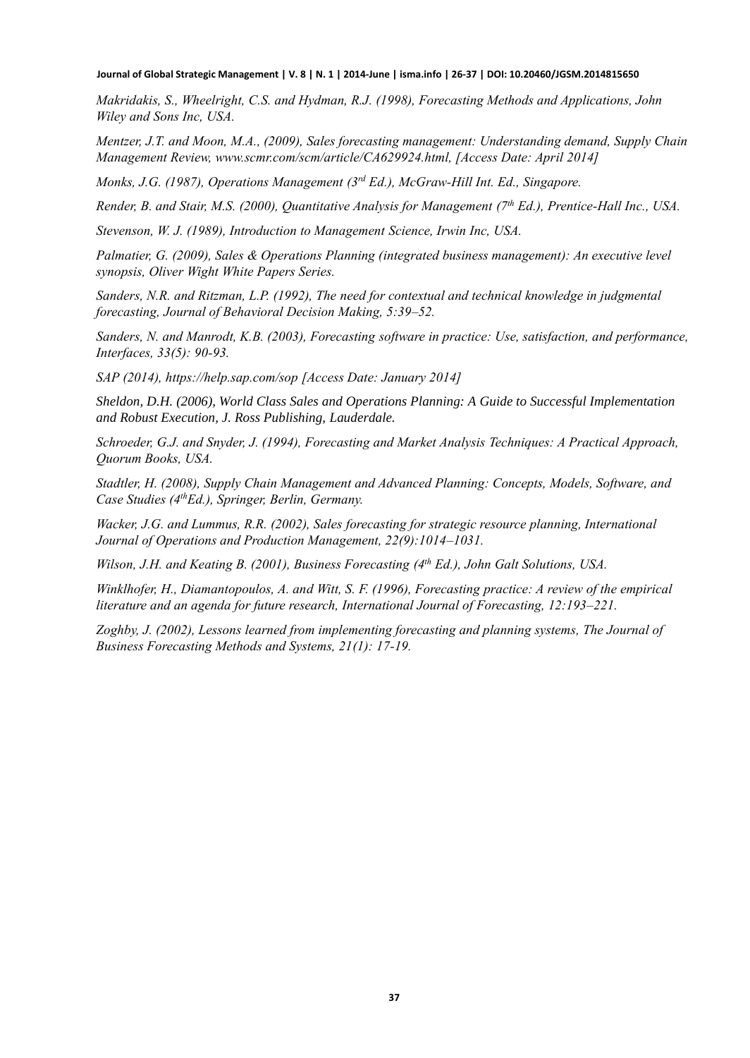*Makridakis, S., Wheelright, C.S. and Hydman, R.J. (1998), Forecasting Methods and Applications, John Wiley and Sons Inc, USA.*

*Mentzer, J.T. and Moon, M.A., (2009), Sales forecasting management: Understanding demand, Supply Chain Management Review, www.scmr.com/scm/article/CA629924.html, [Access Date: April 2014]*

*Monks, J.G. (1987), Operations Management (3rd Ed.), McGraw-Hill Int. Ed., Singapore.*

*Render, B. and Stair, M.S. (2000), Quantitative Analysis for Management (7th Ed.), Prentice-Hall Inc., USA.*

*Stevenson, W. J. (1989), Introduction to Management Science, Irwin Inc, USA.*

*Palmatier, G. (2009), Sales & Operations Planning (integrated business management): An executive level synopsis, Oliver Wight White Papers Series.*

*Sanders, N.R. and Ritzman, L.P. (1992), The need for contextual and technical knowledge in judgmental forecasting, Journal of Behavioral Decision Making, 5:39–52.*

*Sanders, N. and Manrodt, K.B. (2003), Forecasting software in practice: Use, satisfaction, and performance, Interfaces, 33(5): 90-93.*

*SAP (2014), https://help.sap.com/sop [Access Date: January 2014]*

*Sheldon, D.H. (2006), World Class Sales and Operations Planning: A Guide to Successful Implementation and Robust Execution, J. Ross Publishing, Lauderdale.*

*Schroeder, G.J. and Snyder, J. (1994), Forecasting and Market Analysis Techniques: A Practical Approach, Quorum Books, USA.*

*Stadtler, H. (2008), Supply Chain Management and Advanced Planning: Concepts, Models, Software, and Case Studies (4thEd.), Springer, Berlin, Germany.*

*Wacker, J.G. and Lummus, R.R. (2002), Sales forecasting for strategic resource planning, International Journal of Operations and Production Management, 22(9):1014–1031.*

*Wilson, J.H. and Keating B. (2001), Business Forecasting (4th Ed.), John Galt Solutions, USA.*

*Winklhofer, H., Diamantopoulos, A. and Witt, S. F. (1996), Forecasting practice: A review of the empirical literature and an agenda for future research, International Journal of Forecasting, 12:193–221.*

*Zoghby, J. (2002), Lessons learned from implementing forecasting and planning systems, The Journal of Business Forecasting Methods and Systems, 21(1): 17-19.*